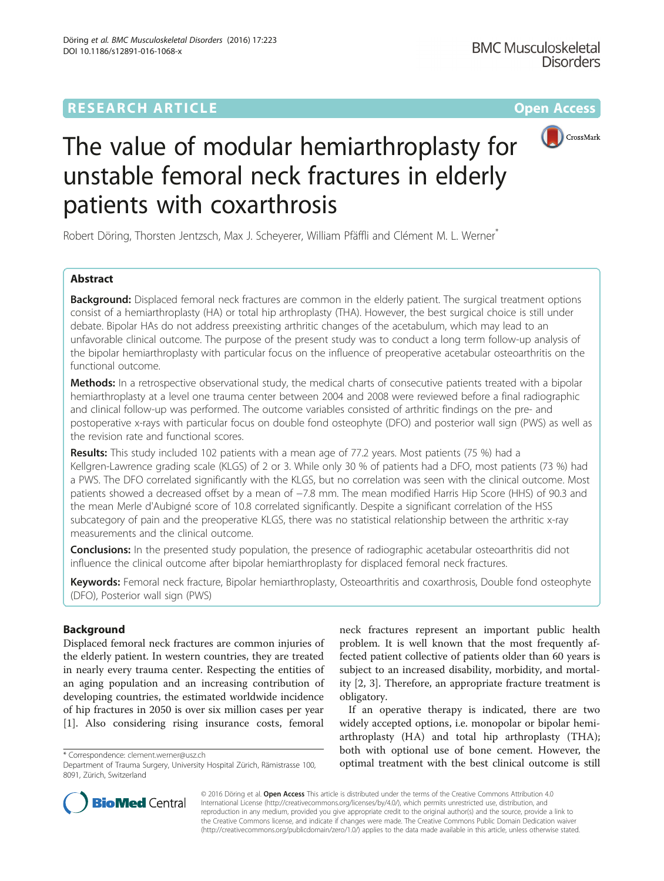RESEARCH ARTICLE

Open Access

# The value of modular hemiarthroplasty for unstable femoral neck fractures in elderly patients with coxarthrosis

Robert Döring, Thorsten Jentzsch, Max J. Scheyerer, William Pfäffli and Clément M. L. Werner*

## Abstract

**Background:** Displaced femoral neck fractures are common in the elderly patient. The surgical treatment options consist of a hemiarthroplasty (HA) or total hip arthroplasty (THA). However, the best surgical choice is still under debate. Bipolar HAs do not address preexisting arthritic changes of the acetabulum, which may lead to an unfavorable clinical outcome. The purpose of the present study was to conduct a long term follow-up analysis of the bipolar hemiarthroplasty with particular focus on the influence of preoperative acetabular osteoarthritis on the functional outcome.

**Methods:** In a retrospective observational study, the medical charts of consecutive patients treated with a bipolar hemiarthroplasty at a level one trauma center between 2004 and 2008 were reviewed before a final radiographic and clinical follow-up was performed. The outcome variables consisted of arthritic findings on the pre- and postoperative x-rays with particular focus on double fond osteophyte (DFO) and posterior wall sign (PWS) as well as the revision rate and functional scores.

**Results:** This study included 102 patients with a mean age of 77.2 years. Most patients (75 %) had a Kellgren-Lawrence grading scale (KLGS) of 2 or 3. While only 30 % of patients had a DFO, most patients (73 %) had a PWS. The DFO correlated significantly with the KLGS, but no correlation was seen with the clinical outcome. Most patients showed a decreased offset by a mean of −7.8 mm. The mean modified Harris Hip Score (HHS) of 90.3 and the mean Merle d'Aubigné score of 10.8 correlated significantly. Despite a significant correlation of the HSS subcategory of pain and the preoperative KLGS, there was no statistical relationship between the arthritic x-ray measurements and the clinical outcome.

**Conclusions:** In the presented study population, the presence of radiographic acetabular osteoarthritis did not influence the clinical outcome after bipolar hemiarthroplasty for displaced femoral neck fractures.

**Keywords:** Femoral neck fracture, Bipolar hemiarthroplasty, Osteoarthritis and coxarthrosis, Double fond osteophyte (DFO), Posterior wall sign (PWS)

## Background

Displaced femoral neck fractures are common injuries of the elderly patient. In western countries, they are treated in nearly every trauma center. Respecting the entities of an aging population and an increasing contribution of developing countries, the estimated worldwide incidence of hip fractures in 2050 is over six million cases per year [1]. Also considering rising insurance costs, femoral neck fractures represent an important public health problem. It is well known that the most frequently affected patient collective of patients older than 60 years is subject to an increased disability, morbidity, and mortality [2, 3]. Therefore, an appropriate fracture treatment is obligatory.

If an operative therapy is indicated, there are two widely accepted options, i.e. monopolar or bipolar hemiarthroplasty (HA) and total hip arthroplasty (THA); both with optional use of bone cement. However, the optimal treatment with the best clinical outcome is still

\* Correspondence: clement.werner@usz.ch
Department of Trauma Surgery, University Hospital Zürich, Rämistrasse 100, 8091, Zürich, Switzerland

© 2016 Döring et al. **Open Access** This article is distributed under the terms of the Creative Commons Attribution 4.0 International License (http://creativecommons.org/licenses/by/4.0/), which permits unrestricted use, distribution, and reproduction in any medium, provided you give appropriate credit to the original author(s) and the source, provide a link to the Creative Commons license, and indicate if changes were made. The Creative Commons Public Domain Dedication waiver (http://creativecommons.org/publicdomain/zero/1.0/) applies to the data made available in this article, unless otherwise stated.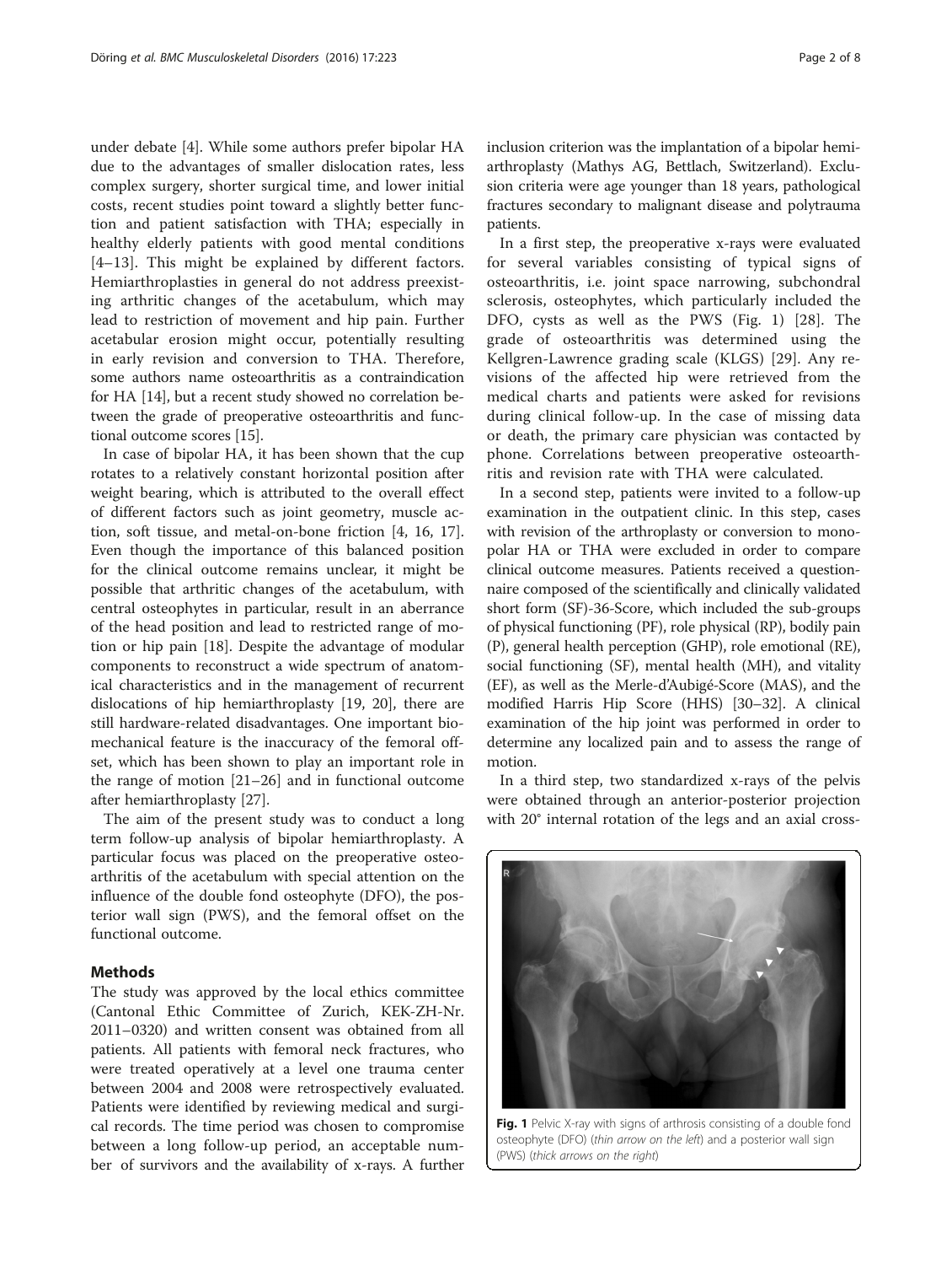under debate [4]. While some authors prefer bipolar HA due to the advantages of smaller dislocation rates, less complex surgery, shorter surgical time, and lower initial costs, recent studies point toward a slightly better function and patient satisfaction with THA; especially in healthy elderly patients with good mental conditions [4–13]. This might be explained by different factors. Hemiarthroplasties in general do not address preexisting arthritic changes of the acetabulum, which may lead to restriction of movement and hip pain. Further acetabular erosion might occur, potentially resulting in early revision and conversion to THA. Therefore, some authors name osteoarthritis as a contraindication for HA [14], but a recent study showed no correlation between the grade of preoperative osteoarthritis and functional outcome scores [15].

In case of bipolar HA, it has been shown that the cup rotates to a relatively constant horizontal position after weight bearing, which is attributed to the overall effect of different factors such as joint geometry, muscle action, soft tissue, and metal-on-bone friction [4, 16, 17]. Even though the importance of this balanced position for the clinical outcome remains unclear, it might be possible that arthritic changes of the acetabulum, with central osteophytes in particular, result in an aberrance of the head position and lead to restricted range of motion or hip pain [18]. Despite the advantage of modular components to reconstruct a wide spectrum of anatomical characteristics and in the management of recurrent dislocations of hip hemiarthroplasty [19, 20], there are still hardware-related disadvantages. One important biomechanical feature is the inaccuracy of the femoral offset, which has been shown to play an important role in the range of motion [21–26] and in functional outcome after hemiarthroplasty [27].

The aim of the present study was to conduct a long term follow-up analysis of bipolar hemiarthroplasty. A particular focus was placed on the preoperative osteoarthritis of the acetabulum with special attention on the influence of the double fond osteophyte (DFO), the posterior wall sign (PWS), and the femoral offset on the functional outcome.

## Methods

The study was approved by the local ethics committee (Cantonal Ethic Committee of Zurich, KEK-ZH-Nr. 2011–0320) and written consent was obtained from all patients. All patients with femoral neck fractures, who were treated operatively at a level one trauma center between 2004 and 2008 were retrospectively evaluated. Patients were identified by reviewing medical and surgical records. The time period was chosen to compromise between a long follow-up period, an acceptable number of survivors and the availability of x-rays. A further inclusion criterion was the implantation of a bipolar hemiarthroplasty (Mathys AG, Bettlach, Switzerland). Exclusion criteria were age younger than 18 years, pathological fractures secondary to malignant disease and polytrauma patients.

In a first step, the preoperative x-rays were evaluated for several variables consisting of typical signs of osteoarthritis, i.e. joint space narrowing, subchondral sclerosis, osteophytes, which particularly included the DFO, cysts as well as the PWS (Fig. 1) [28]. The grade of osteoarthritis was determined using the Kellgren-Lawrence grading scale (KLGS) [29]. Any revisions of the affected hip were retrieved from the medical charts and patients were asked for revisions during clinical follow-up. In the case of missing data or death, the primary care physician was contacted by phone. Correlations between preoperative osteoarthritis and revision rate with THA were calculated.

In a second step, patients were invited to a follow-up examination in the outpatient clinic. In this step, cases with revision of the arthroplasty or conversion to monopolar HA or THA were excluded in order to compare clinical outcome measures. Patients received a questionnaire composed of the scientifically and clinically validated short form (SF)-36-Score, which included the sub-groups of physical functioning (PF), role physical (RP), bodily pain (P), general health perception (GHP), role emotional (RE), social functioning (SF), mental health (MH), and vitality (EF), as well as the Merle-d'Aubigé-Score (MAS), and the modified Harris Hip Score (HHS) [30–32]. A clinical examination of the hip joint was performed in order to determine any localized pain and to assess the range of motion.

In a third step, two standardized x-rays of the pelvis were obtained through an anterior-posterior projection with 20° internal rotation of the legs and an axial cross-

Fig. 1 Pelvic X-ray with signs of arthrosis consisting of a double fond osteophyte (DFO) (*thin arrow on the left*) and a posterior wall sign (PWS) (*thick arrows on the right*)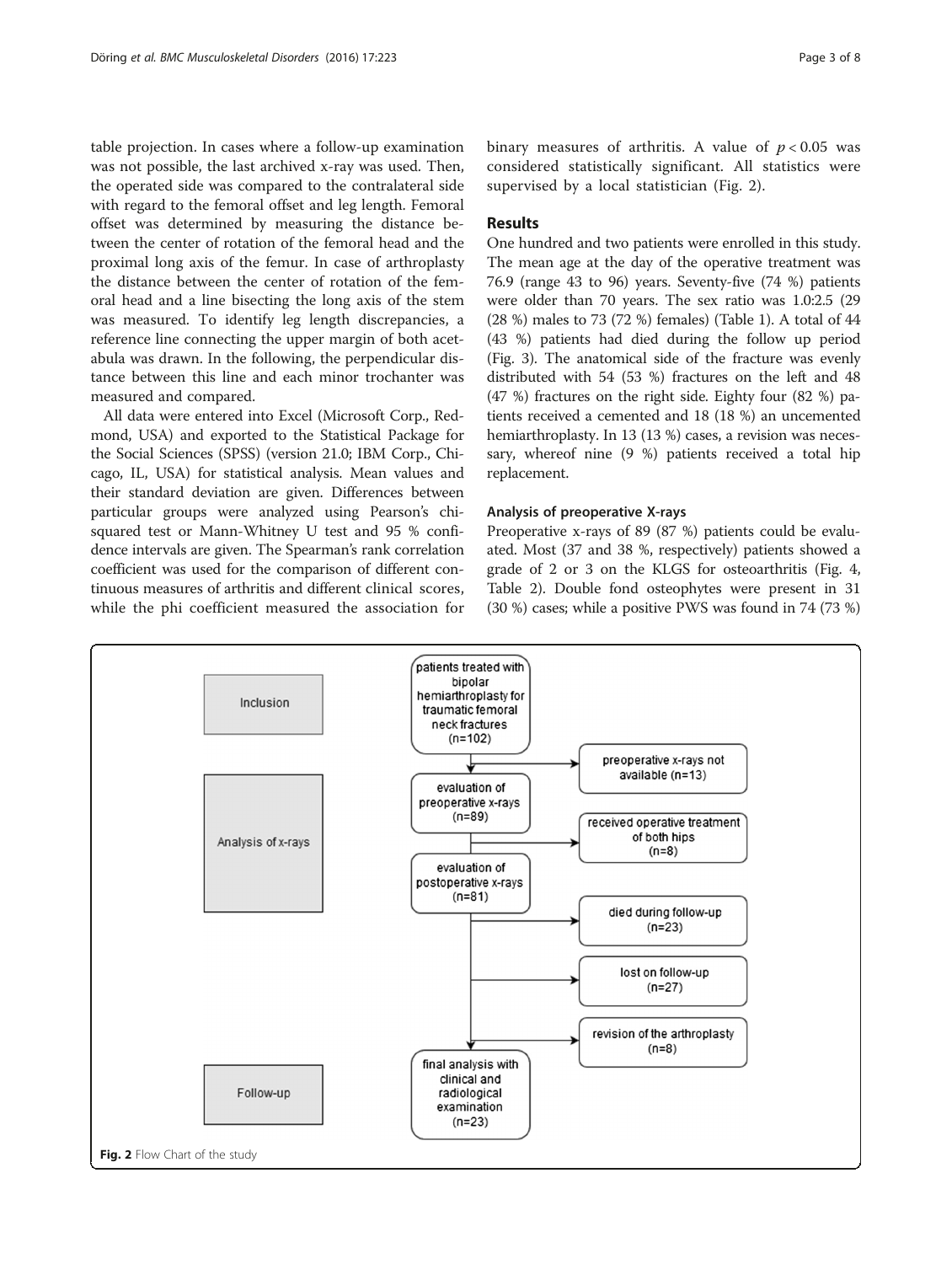table projection. In cases where a follow-up examination was not possible, the last archived x-ray was used. Then, the operated side was compared to the contralateral side with regard to the femoral offset and leg length. Femoral offset was determined by measuring the distance between the center of rotation of the femoral head and the proximal long axis of the femur. In case of arthroplasty the distance between the center of rotation of the femoral head and a line bisecting the long axis of the stem was measured. To identify leg length discrepancies, a reference line connecting the upper margin of both acetabula was drawn. In the following, the perpendicular distance between this line and each minor trochanter was measured and compared.

All data were entered into Excel (Microsoft Corp., Redmond, USA) and exported to the Statistical Package for the Social Sciences (SPSS) (version 21.0; IBM Corp., Chicago, IL, USA) for statistical analysis. Mean values and their standard deviation are given. Differences between particular groups were analyzed using Pearson's chi-squared test or Mann-Whitney U test and 95 % confidence intervals are given. The Spearman's rank correlation coefficient was used for the comparison of different continuous measures of arthritis and different clinical scores, while the phi coefficient measured the association for binary measures of arthritis. A value of $p < 0.05$ was considered statistically significant. All statistics were supervised by a local statistician (Fig. 2).

## Results

One hundred and two patients were enrolled in this study. The mean age at the day of the operative treatment was 76.9 (range 43 to 96) years. Seventy-five (74 %) patients were older than 70 years. The sex ratio was 1.0:2.5 (29 (28 %) males to 73 (72 %) females) (Table 1). A total of 44 (43 %) patients had died during the follow up period (Fig. 3). The anatomical side of the fracture was evenly distributed with 54 (53 %) fractures on the left and 48 (47 %) fractures on the right side. Eighty four (82 %) patients received a cemented and 18 (18 %) an uncemented hemiarthroplasty. In 13 (13 %) cases, a revision was necessary, whereof nine (9 %) patients received a total hip replacement.

### Analysis of preoperative X-rays

Preoperative x-rays of 89 (87 %) patients could be evaluated. Most (37 and 38 %, respectively) patients showed a grade of 2 or 3 on the KLGS for osteoarthritis (Fig. 4, Table 2). Double fond osteophytes were present in 31 (30 %) cases; while a positive PWS was found in 74 (73 %)

Inclusion: patients treated with bipolar hemiarthroplasty for traumatic femoral neck fractures (n=102) → preoperative x-rays not available (n=13)

Analysis of x-rays: evaluation of preoperative x-rays (n=89) → received operative treatment of both hips (n=8); evaluation of postoperative x-rays (n=81) → died during follow-up (n=23); lost on follow-up (n=27); revision of the arthroplasty (n=8)

Follow-up: final analysis with clinical and radiological examination (n=23)

**Fig. 2** Flow Chart of the study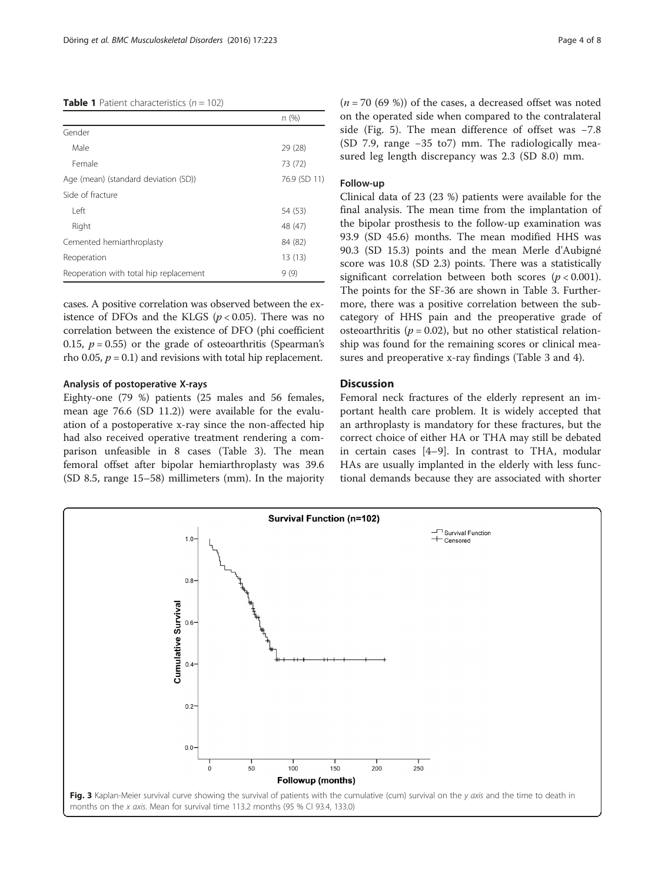**Table 1** Patient characteristics ($n = 102$)

| | n (%) |
|---|---|
| Gender | |
| Male | 29 (28) |
| Female | 73 (72) |
| Age (mean) (standard deviation (SD)) | 76.9 (SD 11) |
| Side of fracture | |
| Left | 54 (53) |
| Right | 48 (47) |
| Cemented hemiarthroplasty | 84 (82) |
| Reoperation | 13 (13) |
| Reoperation with total hip replacement | 9 (9) |

cases. A positive correlation was observed between the existence of DFOs and the KLGS ($p < 0.05$). There was no correlation between the existence of DFO (phi coefficient 0.15, $p = 0.55$) or the grade of osteoarthritis (Spearman's rho 0.05, $p = 0.1$) and revisions with total hip replacement.

#### Analysis of postoperative X-rays

Eighty-one (79 %) patients (25 males and 56 females, mean age 76.6 (SD 11.2)) were available for the evaluation of a postoperative x-ray since the non-affected hip had also received operative treatment rendering a comparison unfeasible in 8 cases (Table 3). The mean femoral offset after bipolar hemiarthroplasty was 39.6 (SD 8.5, range 15–58) millimeters (mm). In the majority ($n = 70$ (69 %)) of the cases, a decreased offset was noted on the operated side when compared to the contralateral side (Fig. 5). The mean difference of offset was −7.8 (SD 7.9, range −35 to7) mm. The radiologically measured leg length discrepancy was 2.3 (SD 8.0) mm.

#### Follow-up

Clinical data of 23 (23 %) patients were available for the final analysis. The mean time from the implantation of the bipolar prosthesis to the follow-up examination was 93.9 (SD 45.6) months. The mean modified HHS was 90.3 (SD 15.3) points and the mean Merle d'Aubigné score was 10.8 (SD 2.3) points. There was a statistically significant correlation between both scores ($p < 0.001$). The points for the SF-36 are shown in Table 3. Furthermore, there was a positive correlation between the subcategory of HHS pain and the preoperative grade of osteoarthritis ($p = 0.02$), but no other statistical relationship was found for the remaining scores or clinical measures and preoperative x-ray findings (Table 3 and 4).

## Discussion

Femoral neck fractures of the elderly represent an important health care problem. It is widely accepted that an arthroplasty is mandatory for these fractures, but the correct choice of either HA or THA may still be debated in certain cases [4–9]. In contrast to THA, modular HAs are usually implanted in the elderly with less functional demands because they are associated with shorter

**Fig. 3** Kaplan-Meier survival curve showing the survival of patients with the cumulative (cum) survival on the *y axis* and the time to death in months on the *x axis*. Mean for survival time 113.2 months (95 % CI 93.4, 133.0)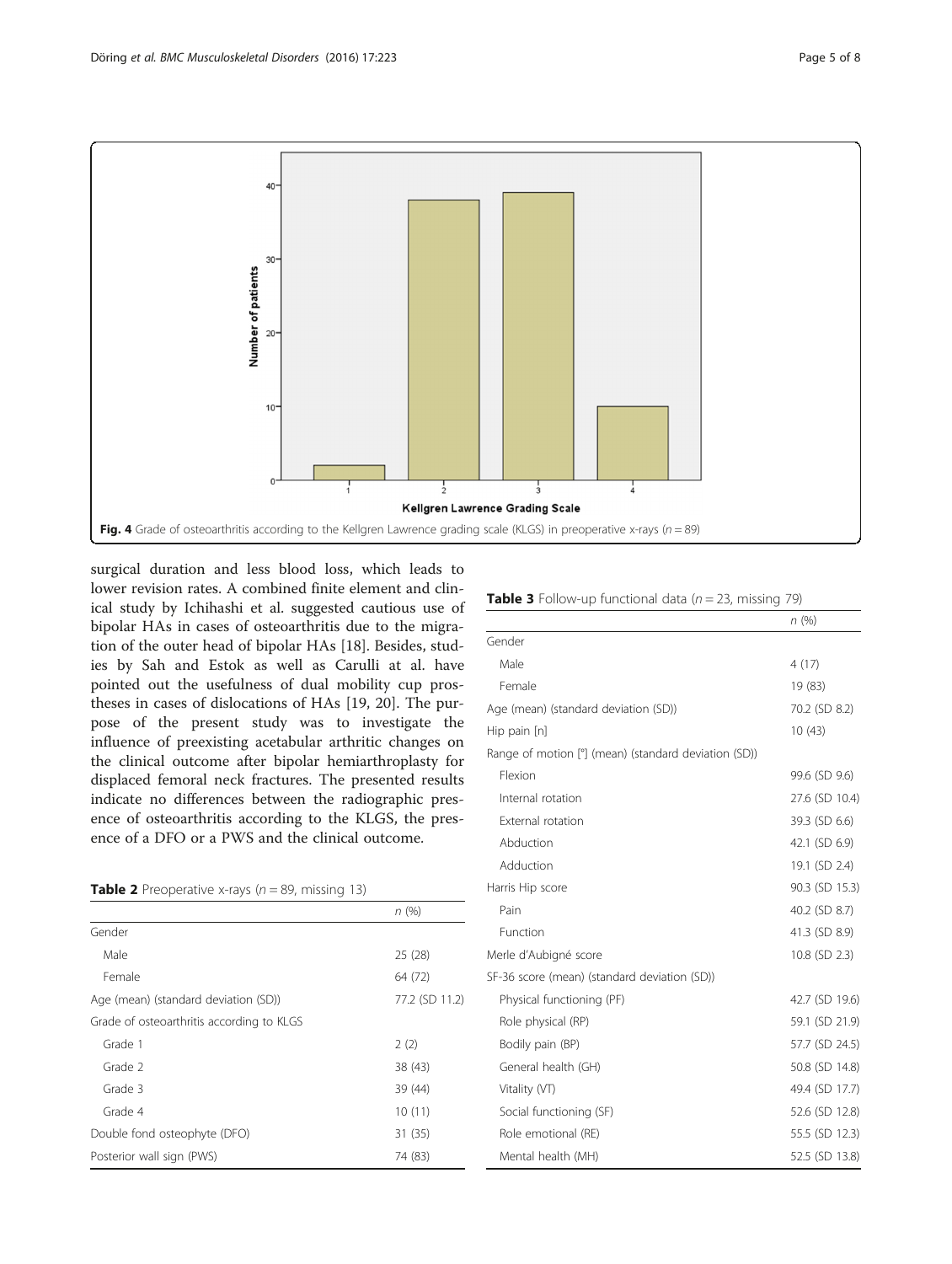Fig. 4 Grade of osteoarthritis according to the Kellgren Lawrence grading scale (KLGS) in preoperative x-rays ($n = 89$)

surgical duration and less blood loss, which leads to lower revision rates. A combined finite element and clinical study by Ichihashi et al. suggested cautious use of bipolar HAs in cases of osteoarthritis due to the migration of the outer head of bipolar HAs [18]. Besides, studies by Sah and Estok as well as Carulli at al. have pointed out the usefulness of dual mobility cup prostheses in cases of dislocations of HAs [19, 20]. The purpose of the present study was to investigate the influence of preexisting acetabular arthritic changes on the clinical outcome after bipolar hemiarthroplasty for displaced femoral neck fractures. The presented results indicate no differences between the radiographic presence of osteoarthritis according to the KLGS, the presence of a DFO or a PWS and the clinical outcome.

**Table 2** Preoperative x-rays ($n = 89$, missing 13)

| | *n* (%) |
|---|---|
| Gender | |
| Male | 25 (28) |
| Female | 64 (72) |
| Age (mean) (standard deviation (SD)) | 77.2 (SD 11.2) |
| Grade of osteoarthritis according to KLGS | |
| Grade 1 | 2 (2) |
| Grade 2 | 38 (43) |
| Grade 3 | 39 (44) |
| Grade 4 | 10 (11) |
| Double fond osteophyte (DFO) | 31 (35) |
| Posterior wall sign (PWS) | 74 (83) |

**Table 3** Follow-up functional data ($n = 23$, missing 79)

| | *n* (%) |
|---|---|
| Gender | |
| Male | 4 (17) |
| Female | 19 (83) |
| Age (mean) (standard deviation (SD)) | 70.2 (SD 8.2) |
| Hip pain [n] | 10 (43) |
| Range of motion [°] (mean) (standard deviation (SD)) | |
| Flexion | 99.6 (SD 9.6) |
| Internal rotation | 27.6 (SD 10.4) |
| External rotation | 39.3 (SD 6.6) |
| Abduction | 42.1 (SD 6.9) |
| Adduction | 19.1 (SD 2.4) |
| Harris Hip score | 90.3 (SD 15.3) |
| Pain | 40.2 (SD 8.7) |
| Function | 41.3 (SD 8.9) |
| Merle d'Aubigné score | 10.8 (SD 2.3) |
| SF-36 score (mean) (standard deviation (SD)) | |
| Physical functioning (PF) | 42.7 (SD 19.6) |
| Role physical (RP) | 59.1 (SD 21.9) |
| Bodily pain (BP) | 57.7 (SD 24.5) |
| General health (GH) | 50.8 (SD 14.8) |
| Vitality (VT) | 49.4 (SD 17.7) |
| Social functioning (SF) | 52.6 (SD 12.8) |
| Role emotional (RE) | 55.5 (SD 12.3) |
| Mental health (MH) | 52.5 (SD 13.8) |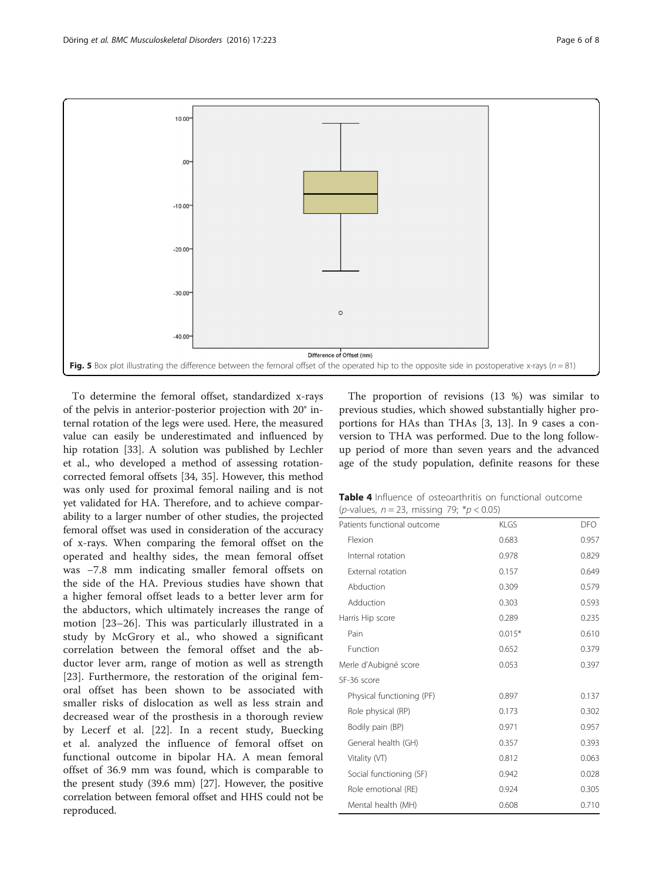Fig. 5 Box plot illustrating the difference between the femoral offset of the operated hip to the opposite side in postoperative x-rays ($n = 81$)

To determine the femoral offset, standardized x-rays of the pelvis in anterior-posterior projection with 20° internal rotation of the legs were used. Here, the measured value can easily be underestimated and influenced by hip rotation [33]. A solution was published by Lechler et al., who developed a method of assessing rotation-corrected femoral offsets [34, 35]. However, this method was only used for proximal femoral nailing and is not yet validated for HA. Therefore, and to achieve comparability to a larger number of other studies, the projected femoral offset was used in consideration of the accuracy of x-rays. When comparing the femoral offset on the operated and healthy sides, the mean femoral offset was −7.8 mm indicating smaller femoral offsets on the side of the HA. Previous studies have shown that a higher femoral offset leads to a better lever arm for the abductors, which ultimately increases the range of motion [23–26]. This was particularly illustrated in a study by McGrory et al., who showed a significant correlation between the femoral offset and the abductor lever arm, range of motion as well as strength [23]. Furthermore, the restoration of the original femoral offset has been shown to be associated with smaller risks of dislocation as well as less strain and decreased wear of the prosthesis in a thorough review by Lecerf et al. [22]. In a recent study, Buecking et al. analyzed the influence of femoral offset on functional outcome in bipolar HA. A mean femoral offset of 36.9 mm was found, which is comparable to the present study (39.6 mm) [27]. However, the positive correlation between femoral offset and HHS could not be reproduced.

The proportion of revisions (13 %) was similar to previous studies, which showed substantially higher proportions for HAs than THAs [3, 13]. In 9 cases a conversion to THA was performed. Due to the long follow-up period of more than seven years and the advanced age of the study population, definite reasons for these

**Table 4** Influence of osteoarthritis on functional outcome (*p*-values, $n = 23$, missing 79; $*p < 0.05$)

| Patients functional outcome | KLGS | DFO |
|---|---|---|
| Flexion | 0.683 | 0.957 |
| Internal rotation | 0.978 | 0.829 |
| External rotation | 0.157 | 0.649 |
| Abduction | 0.309 | 0.579 |
| Adduction | 0.303 | 0.593 |
| Harris Hip score | 0.289 | 0.235 |
| Pain | 0.015* | 0.610 |
| Function | 0.652 | 0.379 |
| Merle d'Aubigné score | 0.053 | 0.397 |
| SF-36 score | | |
| Physical functioning (PF) | 0.897 | 0.137 |
| Role physical (RP) | 0.173 | 0.302 |
| Bodily pain (BP) | 0.971 | 0.957 |
| General health (GH) | 0.357 | 0.393 |
| Vitality (VT) | 0.812 | 0.063 |
| Social functioning (SF) | 0.942 | 0.028 |
| Role emotional (RE) | 0.924 | 0.305 |
| Mental health (MH) | 0.608 | 0.710 |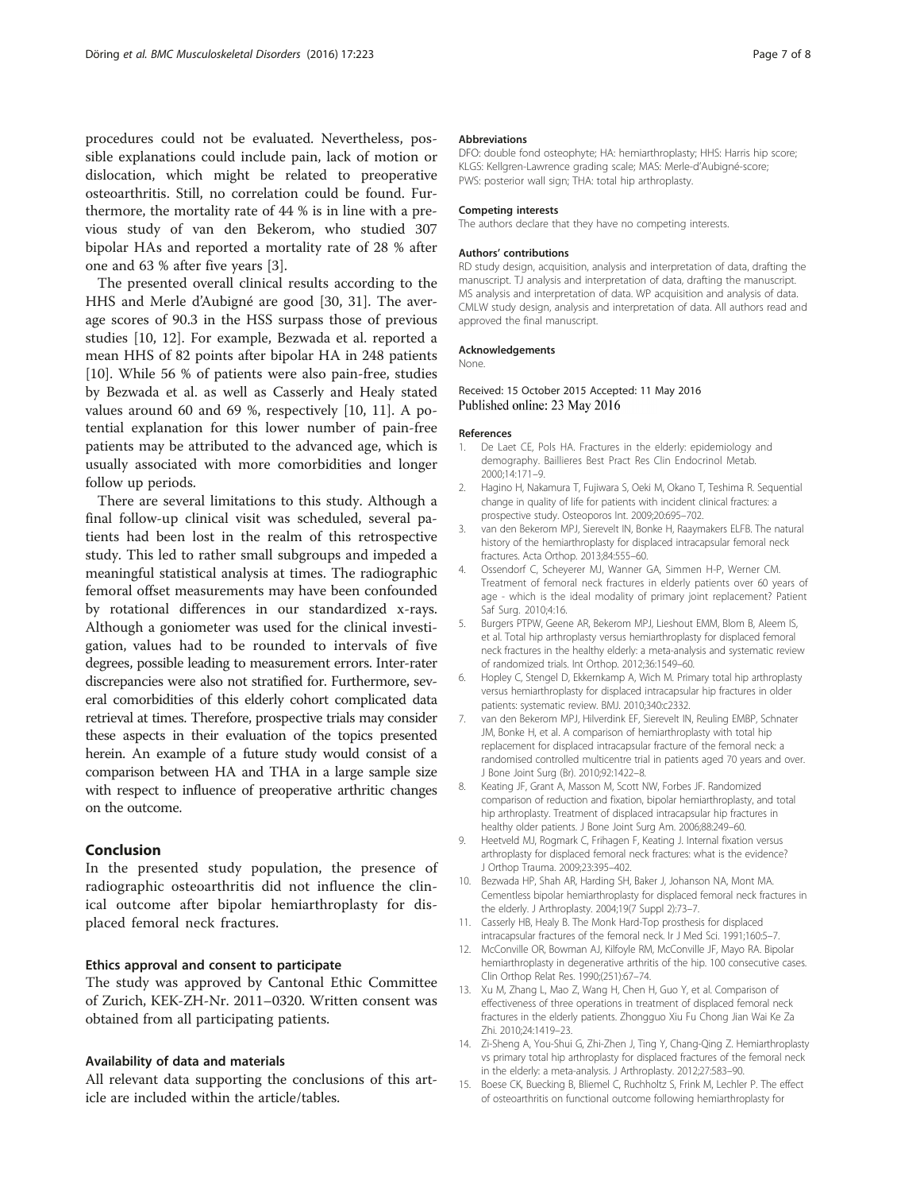procedures could not be evaluated. Nevertheless, possible explanations could include pain, lack of motion or dislocation, which might be related to preoperative osteoarthritis. Still, no correlation could be found. Furthermore, the mortality rate of 44 % is in line with a previous study of van den Bekerom, who studied 307 bipolar HAs and reported a mortality rate of 28 % after one and 63 % after five years [3].

The presented overall clinical results according to the HHS and Merle d'Aubigné are good [30, 31]. The average scores of 90.3 in the HSS surpass those of previous studies [10, 12]. For example, Bezwada et al. reported a mean HHS of 82 points after bipolar HA in 248 patients [10]. While 56 % of patients were also pain-free, studies by Bezwada et al. as well as Casserly and Healy stated values around 60 and 69 %, respectively [10, 11]. A potential explanation for this lower number of pain-free patients may be attributed to the advanced age, which is usually associated with more comorbidities and longer follow up periods.

There are several limitations to this study. Although a final follow-up clinical visit was scheduled, several patients had been lost in the realm of this retrospective study. This led to rather small subgroups and impeded a meaningful statistical analysis at times. The radiographic femoral offset measurements may have been confounded by rotational differences in our standardized x-rays. Although a goniometer was used for the clinical investigation, values had to be rounded to intervals of five degrees, possible leading to measurement errors. Inter-rater discrepancies were also not stratified for. Furthermore, several comorbidities of this elderly cohort complicated data retrieval at times. Therefore, prospective trials may consider these aspects in their evaluation of the topics presented herein. An example of a future study would consist of a comparison between HA and THA in a large sample size with respect to influence of preoperative arthritic changes on the outcome.

## Conclusion

In the presented study population, the presence of radiographic osteoarthritis did not influence the clinical outcome after bipolar hemiarthroplasty for displaced femoral neck fractures.

### Ethics approval and consent to participate

The study was approved by Cantonal Ethic Committee of Zurich, KEK-ZH-Nr. 2011–0320. Written consent was obtained from all participating patients.

### Availability of data and materials

All relevant data supporting the conclusions of this article are included within the article/tables.

### Abbreviations

DFO: double fond osteophyte; HA: hemiarthroplasty; HHS: Harris hip score; KLGS: Kellgren-Lawrence grading scale; MAS: Merle-d'Aubigné-score; PWS: posterior wall sign; THA: total hip arthroplasty.

### Competing interests

The authors declare that they have no competing interests.

### Authors' contributions

RD study design, acquisition, analysis and interpretation of data, drafting the manuscript. TJ analysis and interpretation of data, drafting the manuscript. MS analysis and interpretation of data. WP acquisition and analysis of data. CMLW study design, analysis and interpretation of data. All authors read and approved the final manuscript.

### Acknowledgements

None.

Received: 15 October 2015 Accepted: 11 May 2016
Published online: 23 May 2016

### References

1. De Laet CE, Pols HA. Fractures in the elderly: epidemiology and demography. Baillieres Best Pract Res Clin Endocrinol Metab. 2000;14:171–9.
2. Hagino H, Nakamura T, Fujiwara S, Oeki M, Okano T, Teshima R. Sequential change in quality of life for patients with incident clinical fractures: a prospective study. Osteoporos Int. 2009;20:695–702.
3. van den Bekerom MPJ, Sierevelt IN, Bonke H, Raaymakers ELFB. The natural history of the hemiarthroplasty for displaced intracapsular femoral neck fractures. Acta Orthop. 2013;84:555–60.
4. Ossendorf C, Scheyerer MJ, Wanner GA, Simmen H-P, Werner CM. Treatment of femoral neck fractures in elderly patients over 60 years of age - which is the ideal modality of primary joint replacement? Patient Saf Surg. 2010;4:16.
5. Burgers PTPW, Geene AR, Bekerom MPJ, Lieshout EMM, Blom B, Aleem IS, et al. Total hip arthroplasty versus hemiarthroplasty for displaced femoral neck fractures in the healthy elderly: a meta-analysis and systematic review of randomized trials. Int Orthop. 2012;36:1549–60.
6. Hopley C, Stengel D, Ekkernkamp A, Wich M. Primary total hip arthroplasty versus hemiarthroplasty for displaced intracapsular hip fractures in older patients: systematic review. BMJ. 2010;340:c2332.
7. van den Bekerom MPJ, Hilverdink EF, Sierevelt IN, Reuling EMBP, Schnater JM, Bonke H, et al. A comparison of hemiarthroplasty with total hip replacement for displaced intracapsular fracture of the femoral neck: a randomised controlled multicentre trial in patients aged 70 years and over. J Bone Joint Surg (Br). 2010;92:1422–8.
8. Keating JF, Grant A, Masson M, Scott NW, Forbes JF. Randomized comparison of reduction and fixation, bipolar hemiarthroplasty, and total hip arthroplasty. Treatment of displaced intracapsular hip fractures in healthy older patients. J Bone Joint Surg Am. 2006;88:249–60.
9. Heetveld MJ, Rogmark C, Frihagen F, Keating J. Internal fixation versus arthroplasty for displaced femoral neck fractures: what is the evidence? J Orthop Trauma. 2009;23:395–402.
10. Bezwada HP, Shah AR, Harding SH, Baker J, Johanson NA, Mont MA. Cementless bipolar hemiarthroplasty for displaced femoral neck fractures in the elderly. J Arthroplasty. 2004;19(7 Suppl 2):73–7.
11. Casserly HB, Healy B. The Monk Hard-Top prosthesis for displaced intracapsular fractures of the femoral neck. Ir J Med Sci. 1991;160:5–7.
12. McConville OR, Bowman AJ, Kilfoyle RM, McConville JF, Mayo RA. Bipolar hemiarthroplasty in degenerative arthritis of the hip. 100 consecutive cases. Clin Orthop Relat Res. 1990;(251):67–74.
13. Xu M, Zhang L, Mao Z, Wang H, Chen H, Guo Y, et al. Comparison of effectiveness of three operations in treatment of displaced femoral neck fractures in the elderly patients. Zhongguo Xiu Fu Chong Jian Wai Ke Za Zhi. 2010;24:1419–23.
14. Zi-Sheng A, You-Shui G, Zhi-Zhen J, Ting Y, Chang-Qing Z. Hemiarthroplasty vs primary total hip arthroplasty for displaced fractures of the femoral neck in the elderly: a meta-analysis. J Arthroplasty. 2012;27:583–90.
15. Boese CK, Buecking B, Bliemel C, Ruchholtz S, Frink M, Lechler P. The effect of osteoarthritis on functional outcome following hemiarthroplasty for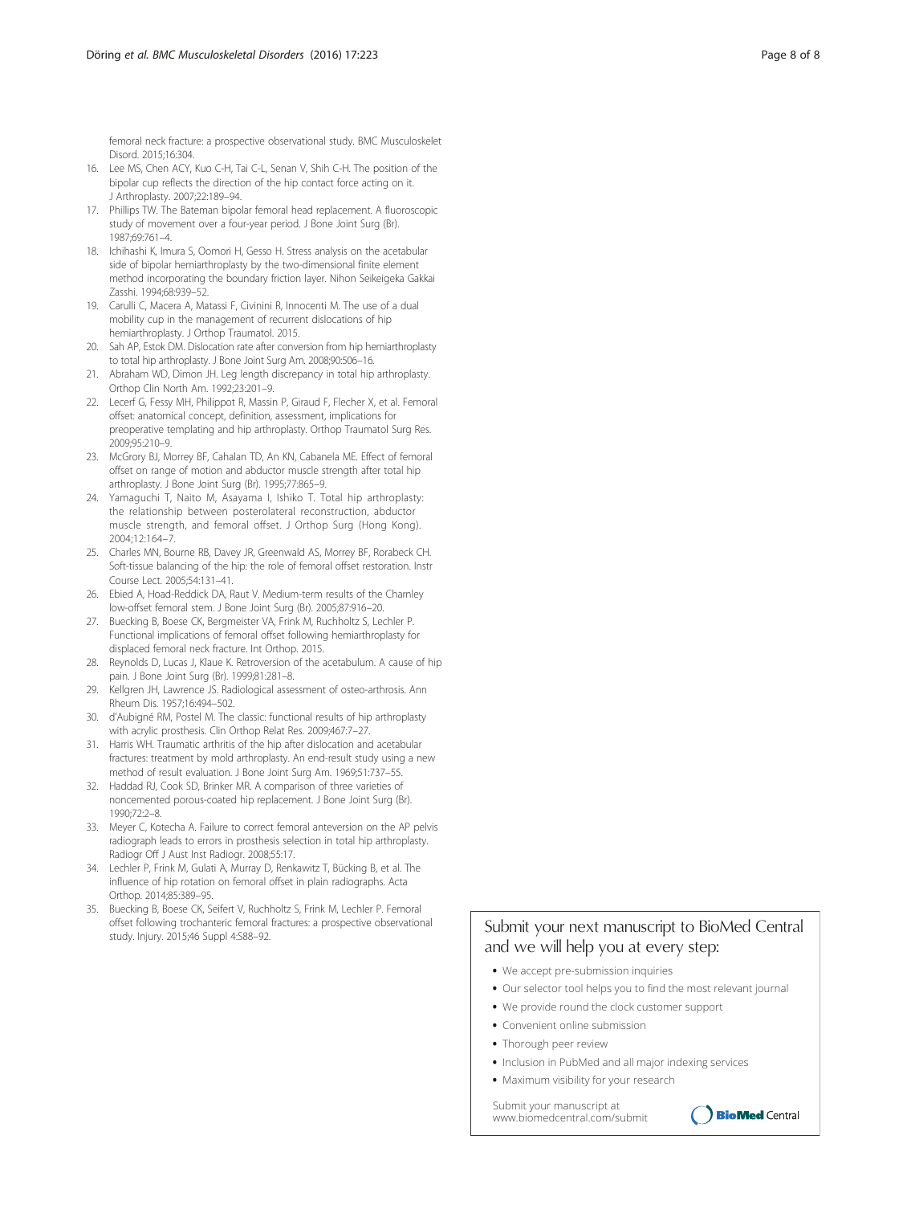femoral neck fracture: a prospective observational study. BMC Musculoskelet Disord. 2015;16:304.

16. Lee MS, Chen ACY, Kuo C-H, Tai C-L, Senan V, Shih C-H. The position of the bipolar cup reflects the direction of the hip contact force acting on it. J Arthroplasty. 2007;22:189–94.
17. Phillips TW. The Bateman bipolar femoral head replacement. A fluoroscopic study of movement over a four-year period. J Bone Joint Surg (Br). 1987;69:761–4.
18. Ichihashi K, Imura S, Oomori H, Gesso H. Stress analysis on the acetabular side of bipolar hemiarthroplasty by the two-dimensional finite element method incorporating the boundary friction layer. Nihon Seikeigeka Gakkai Zasshi. 1994;68:939–52.
19. Carulli C, Macera A, Matassi F, Civinini R, Innocenti M. The use of a dual mobility cup in the management of recurrent dislocations of hip hemiarthroplasty. J Orthop Traumatol. 2015.
20. Sah AP, Estok DM. Dislocation rate after conversion from hip hemiarthroplasty to total hip arthroplasty. J Bone Joint Surg Am. 2008;90:506–16.
21. Abraham WD, Dimon JH. Leg length discrepancy in total hip arthroplasty. Orthop Clin North Am. 1992;23:201–9.
22. Lecerf G, Fessy MH, Philippot R, Massin P, Giraud F, Flecher X, et al. Femoral offset: anatomical concept, definition, assessment, implications for preoperative templating and hip arthroplasty. Orthop Traumatol Surg Res. 2009;95:210–9.
23. McGrory BJ, Morrey BF, Cahalan TD, An KN, Cabanela ME. Effect of femoral offset on range of motion and abductor muscle strength after total hip arthroplasty. J Bone Joint Surg (Br). 1995;77:865–9.
24. Yamaguchi T, Naito M, Asayama I, Ishiko T. Total hip arthroplasty: the relationship between posterolateral reconstruction, abductor muscle strength, and femoral offset. J Orthop Surg (Hong Kong). 2004;12:164–7.
25. Charles MN, Bourne RB, Davey JR, Greenwald AS, Morrey BF, Rorabeck CH. Soft-tissue balancing of the hip: the role of femoral offset restoration. Instr Course Lect. 2005;54:131–41.
26. Ebied A, Hoad-Reddick DA, Raut V. Medium-term results of the Charnley low-offset femoral stem. J Bone Joint Surg (Br). 2005;87:916–20.
27. Buecking B, Boese CK, Bergmeister VA, Frink M, Ruchholtz S, Lechler P. Functional implications of femoral offset following hemiarthroplasty for displaced femoral neck fracture. Int Orthop. 2015.
28. Reynolds D, Lucas J, Klaue K. Retroversion of the acetabulum. A cause of hip pain. J Bone Joint Surg (Br). 1999;81:281–8.
29. Kellgren JH, Lawrence JS. Radiological assessment of osteo-arthrosis. Ann Rheum Dis. 1957;16:494–502.
30. d'Aubigné RM, Postel M. The classic: functional results of hip arthroplasty with acrylic prosthesis. Clin Orthop Relat Res. 2009;467:7–27.
31. Harris WH. Traumatic arthritis of the hip after dislocation and acetabular fractures: treatment by mold arthroplasty. An end-result study using a new method of result evaluation. J Bone Joint Surg Am. 1969;51:737–55.
32. Haddad RJ, Cook SD, Brinker MR. A comparison of three varieties of noncemented porous-coated hip replacement. J Bone Joint Surg (Br). 1990;72:2–8.
33. Meyer C, Kotecha A. Failure to correct femoral anteversion on the AP pelvis radiograph leads to errors in prosthesis selection in total hip arthroplasty. Radiogr Off J Aust Inst Radiogr. 2008;55:17.
34. Lechler P, Frink M, Gulati A, Murray D, Renkawitz T, Bücking B, et al. The influence of hip rotation on femoral offset in plain radiographs. Acta Orthop. 2014;85:389–95.
35. Buecking B, Boese CK, Seifert V, Ruchholtz S, Frink M, Lechler P. Femoral offset following trochanteric femoral fractures: a prospective observational study. Injury. 2015;46 Suppl 4:S88–92.

Submit your next manuscript to BioMed Central and we will help you at every step:

- We accept pre-submission inquiries
- Our selector tool helps you to find the most relevant journal
- We provide round the clock customer support
- Convenient online submission
- Thorough peer review
- Inclusion in PubMed and all major indexing services
- Maximum visibility for your research

Submit your manuscript at www.biomedcentral.com/submit